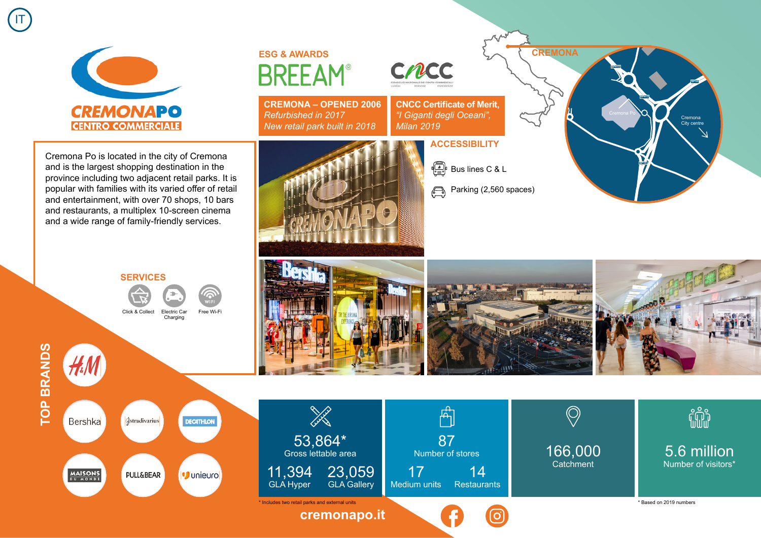IT

# CREMONAPO CENTRO COMMERCIALE

Cremona Po is located in the city of Cremona and is the largest shopping destination in the province including two adjacent retail parks. It is popular with families with its varied offer of retail and entertainment, with over 70 shops, 10 bars and restaurants, a multiplex 10-screen cinema and a wide range of family-friendly services.

## ESG & AWARDS

BREEAM®

CNCC

**CREMONA – OPENED 2006**
*Refurbished in 2017*
*New retail park built in 2018*

**CNCC Certificate of Merit,**
*"I Giganti degli Oceani",*
*Milan 2019*

## ACCESSIBILITY

- Bus lines C & L
- Parking (2,560 spaces)

CREMONA

Cremona Po — Cremona City centre

## SERVICES

- Click & Collect
- Electric Car Charging
- Free Wi-Fi

## TOP BRANDS

H&M, Bershka, Stradivarius, Decathlon, Maisons du Monde, Pull&Bear, Unieuro

| 53,864* Gross lettable area | 87 Number of stores | 166,000 Catchment | 5.6 million Number of visitors* |
|---|---|---|---|
| 11,394 GLA Hyper / 23,059 GLA Gallery | 17 Medium units / 14 Restaurants | | |

\* Includes two retail parks and external units

\* Based on 2019 numbers

cremonapo.it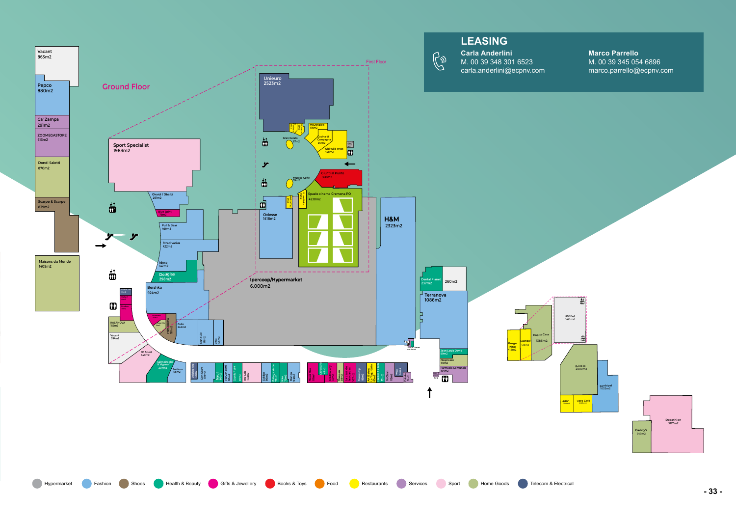## LEASING

**Carla Anderlini**
M. 00 39 348 301 6523
carla.anderlini@ecpnv.com

**Marco Parrello**
M. 00 39 345 054 6896
marco.parrello@ecpnv.com

Ground Floor

First Floor

Vacant 863m2
Pepco 880m2
Ca' Zampa 291m2
ZOOMEGASTORE 613m2
Dondi Salotti 870m2
Scarpe & Scarpe 839m2
Maisons du Monde 1405m2

Sport Specialist 1983m2
Okaidi / Obaibi 251m2
Blue Spirit 78m2
Pull & Bear 469m2
Stradivarius 422m2
Idexe 142m2
Douglas 298m2
Bershka 924m2
KASANOVA 158m2
Vacant 394m2
2D Sport 440m2
Salmoiraghi & Viganò 207m2
Sorbino 148m2
Calio 242m2

Unieuro 2523m2
McDonald's 176m2
Cucina di Campagna 217m2
Old Wild West 426m2
Gran Gelato 87m2
Musetti Caffe' 69m2
Giunti al Punto 580m2
Spazio cinema Cremona PO 4230m2
Oviesse 1418m2
Ipercoop/Hypermarket 6.000m2
H&M 2323m2

Dental Planet 237m2
260m2
Terranova 1086m2
Jean Louis David 89m2
Nespresso 116m2
Farmacia Comunale 164m2

Unit C2 1441m2
Happy Casa 1583m2
Sushiko 443m2
Burger King 412m2
Brico io 2000m2
Conbipel 1032m2
480° 280m2
Vero Caffè 337m2
Decathlon 3117m2
Caddy's 547m2

Hypermarket
Fashion
Shoes
Health & Beauty
Gifts & Jewellery
Books & Toys
Food
Restaurants
Services
Sport
Home Goods
Telecom & Electrical